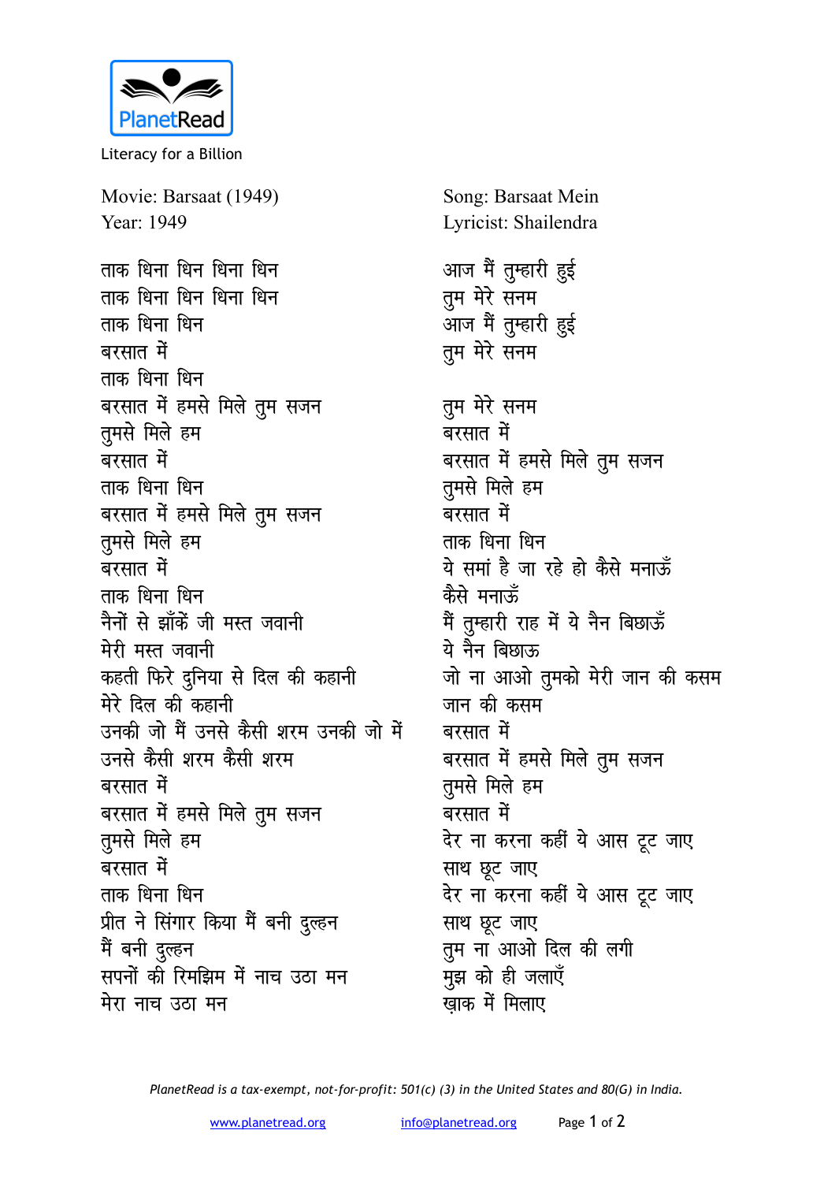PlanetRead

Literacy for a Billion

Movie: Barsaat (1949)
Year: 1949

Song: Barsaat Mein
Lyricist: Shailendra

ताक धिना धिन धिना धिन
ताक धिना धिन धिना धिन
ताक धिना धिन
बरसात में
ताक धिना धिन
बरसात में हमसे मिले तुम सजन
तुमसे मिले हम
बरसात में
ताक धिना धिन
बरसात में हमसे मिले तुम सजन
तुमसे मिले हम
बरसात में
ताक धिना धिन
नैनों से झाँकें जी मस्त जवानी
मेरी मस्त जवानी
कहती फिरे दुनिया से दिल की कहानी
मेरे दिल की कहानी
उनकी जो मैं उनसे कैसी शरम उनकी जो में
उनसे कैसी शरम कैसी शरम
बरसात में
बरसात में हमसे मिले तुम सजन
तुमसे मिले हम
बरसात में
ताक धिना धिन
प्रीत ने सिंगार किया मैं बनी दुल्हन
मैं बनी दुल्हन
सपनों की रिमझिम में नाच उठा मन
मेरा नाच उठा मन

आज मैं तुम्हारी हुई
तुम मेरे सनम
आज मैं तुम्हारी हुई
तुम मेरे सनम

तुम मेरे सनम
बरसात में
बरसात में हमसे मिले तुम सजन
तुमसे मिले हम
बरसात में
ताक धिना धिन
ये समां है जा रहे हो कैसे मनाऊँ
कैसे मनाऊँ
मैं तुम्हारी राह में ये नैन बिछाऊँ
ये नैन बिछाऊ
जो ना आओ तुमको मेरी जान की कसम
जान की कसम
बरसात में
बरसात में हमसे मिले तुम सजन
तुमसे मिले हम
बरसात में
देर ना करना कहीं ये आस टूट जाए
साथ छूट जाए
देर ना करना कहीं ये आस टूट जाए
साथ छूट जाए
तुम ना आओ दिल की लगी
मुझ को ही जलाएँ
ख़ाक में मिलाए

*PlanetRead is a tax-exempt, not-for-profit: 501(c) (3) in the United States and 80(G) in India.*

www.planetread.org info@planetread.org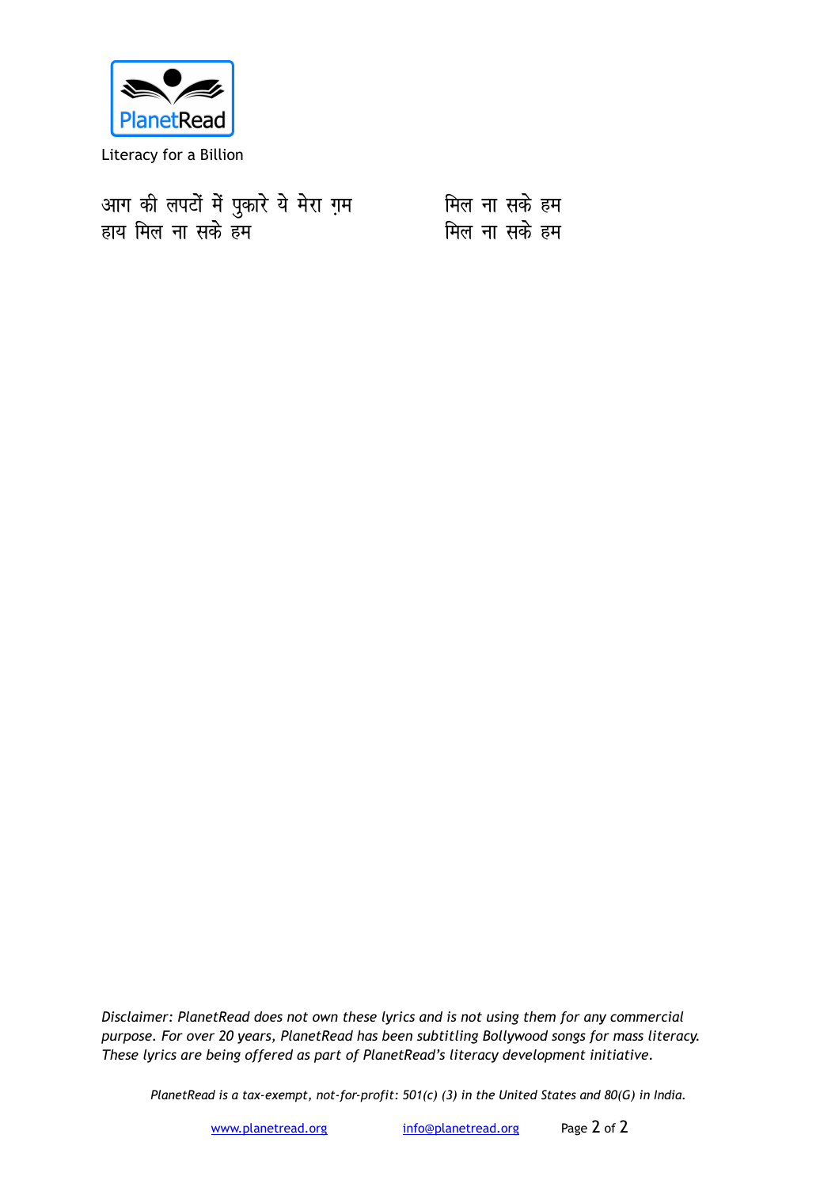आग की लपटों में पुकारे ये मेरा ग़म
हाय मिल ना सके हम

मिल ना सके हम
मिल ना सके हम

*Disclaimer: PlanetRead does not own these lyrics and is not using them for any commercial purpose. For over 20 years, PlanetRead has been subtitling Bollywood songs for mass literacy. These lyrics are being offered as part of PlanetRead's literacy development initiative.*

*PlanetRead is a tax-exempt, not-for-profit: 501(c) (3) in the United States and 80(G) in India.*

www.planetread.org info@planetread.org